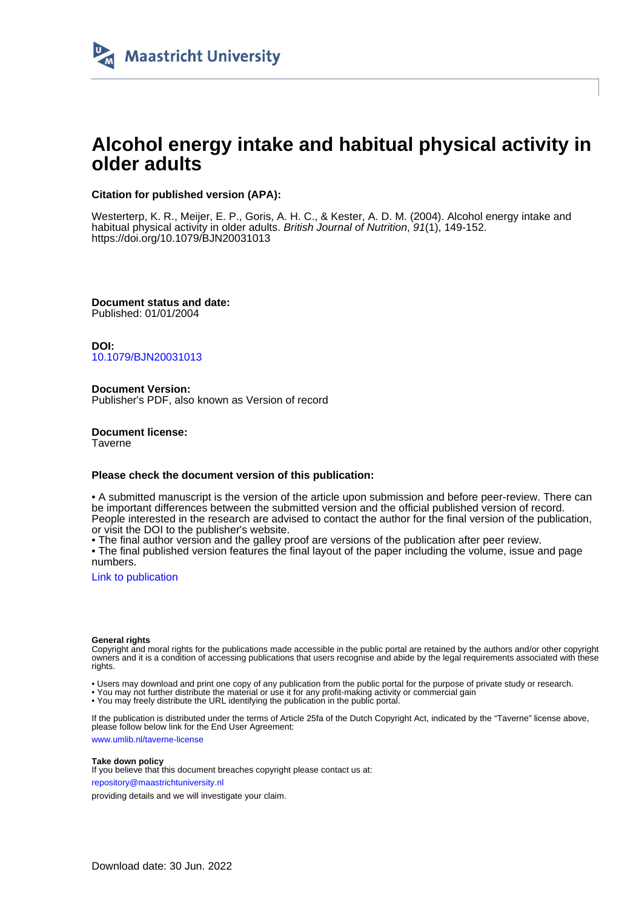Maastricht University

# Alcohol energy intake and habitual physical activity in older adults

**Citation for published version (APA):**

Westerterp, K. R., Meijer, E. P., Goris, A. H. C., & Kester, A. D. M. (2004). Alcohol energy intake and habitual physical activity in older adults. *British Journal of Nutrition*, *91*(1), 149-152. https://doi.org/10.1079/BJN20031013

**Document status and date:**
Published: 01/01/2004

**DOI:**
10.1079/BJN20031013

**Document Version:**
Publisher's PDF, also known as Version of record

**Document license:**
Taverne

**Please check the document version of this publication:**

• A submitted manuscript is the version of the article upon submission and before peer-review. There can be important differences between the submitted version and the official published version of record. People interested in the research are advised to contact the author for the final version of the publication, or visit the DOI to the publisher's website.
• The final author version and the galley proof are versions of the publication after peer review.
• The final published version features the final layout of the paper including the volume, issue and page numbers.

Link to publication

**General rights**
Copyright and moral rights for the publications made accessible in the public portal are retained by the authors and/or other copyright owners and it is a condition of accessing publications that users recognise and abide by the legal requirements associated with these rights.

• Users may download and print one copy of any publication from the public portal for the purpose of private study or research.
• You may not further distribute the material or use it for any profit-making activity or commercial gain
• You may freely distribute the URL identifying the publication in the public portal.

If the publication is distributed under the terms of Article 25fa of the Dutch Copyright Act, indicated by the "Taverne" license above, please follow below link for the End User Agreement:

www.umlib.nl/taverne-license

**Take down policy**
If you believe that this document breaches copyright please contact us at:

repository@maastrichtuniversity.nl

providing details and we will investigate your claim.

Download date: 30 Jun. 2022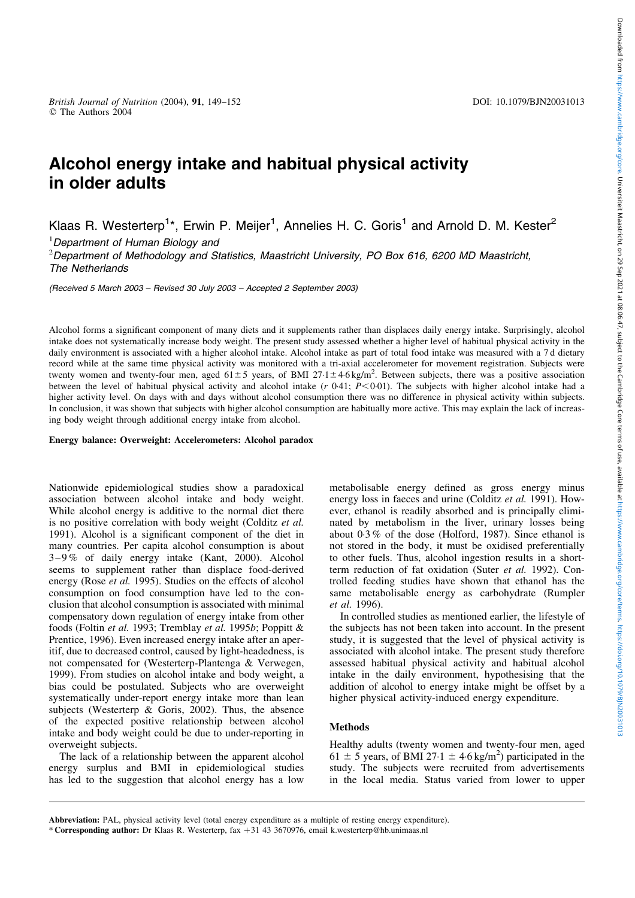# Alcohol energy intake and habitual physical activity in older adults

Klaas R. Westerterp[1]*, Erwin P. Meijer[1], Annelies H. C. Goris[1] and Arnold D. M. Kester[2]

[1]*Department of Human Biology and*

[2]*Department of Methodology and Statistics, Maastricht University, PO Box 616, 6200 MD Maastricht, The Netherlands*

*(Received 5 March 2003 – Revised 30 July 2003 – Accepted 2 September 2003)*

Alcohol forms a significant component of many diets and it supplements rather than displaces daily energy intake. Surprisingly, alcohol intake does not systematically increase body weight. The present study assessed whether a higher level of habitual physical activity in the daily environment is associated with a higher alcohol intake. Alcohol intake as part of total food intake was measured with a 7 d dietary record while at the same time physical activity was monitored with a tri-axial accelerometer for movement registration. Subjects were twenty women and twenty-four men, aged 61 ± 5 years, of BMI 27·1 ± 4·6 kg/m$^2$. Between subjects, there was a positive association between the level of habitual physical activity and alcohol intake ($r$ 0·41; $P<0·01$). The subjects with higher alcohol intake had a higher activity level. On days with and days without alcohol consumption there was no difference in physical activity within subjects. In conclusion, it was shown that subjects with higher alcohol consumption are habitually more active. This may explain the lack of increasing body weight through additional energy intake from alcohol.

**Energy balance: Overweight: Accelerometers: Alcohol paradox**

Nationwide epidemiological studies show a paradoxical association between alcohol intake and body weight. While alcohol energy is additive to the normal diet there is no positive correlation with body weight (Colditz *et al.* 1991). Alcohol is a significant component of the diet in many countries. Per capita alcohol consumption is about 3–9 % of daily energy intake (Kant, 2000). Alcohol seems to supplement rather than displace food-derived energy (Rose *et al.* 1995). Studies on the effects of alcohol consumption on food consumption have led to the conclusion that alcohol consumption is associated with minimal compensatory down regulation of energy intake from other foods (Foltin *et al.* 1993; Tremblay *et al.* 1995*b*; Poppitt & Prentice, 1996). Even increased energy intake after an aperitif, due to decreased control, caused by light-headedness, is not compensated for (Westerterp-Plantenga & Verwegen, 1999). From studies on alcohol intake and body weight, a bias could be postulated. Subjects who are overweight systematically under-report energy intake more than lean subjects (Westerterp & Goris, 2002). Thus, the absence of the expected positive relationship between alcohol intake and body weight could be due to under-reporting in overweight subjects.

The lack of a relationship between the apparent alcohol energy surplus and BMI in epidemiological studies has led to the suggestion that alcohol energy has a low metabolisable energy defined as gross energy minus energy loss in faeces and urine (Colditz *et al.* 1991). However, ethanol is readily absorbed and is principally eliminated by metabolism in the liver, urinary losses being about 0·3 % of the dose (Holford, 1987). Since ethanol is not stored in the body, it must be oxidised preferentially to other fuels. Thus, alcohol ingestion results in a short-term reduction of fat oxidation (Suter *et al.* 1992). Controlled feeding studies have shown that ethanol has the same metabolisable energy as carbohydrate (Rumpler *et al.* 1996).

In controlled studies as mentioned earlier, the lifestyle of the subjects has not been taken into account. In the present study, it is suggested that the level of physical activity is associated with alcohol intake. The present study therefore assessed habitual physical activity and habitual alcohol intake in the daily environment, hypothesising that the addition of alcohol to energy intake might be offset by a higher physical activity-induced energy expenditure.

## Methods

Healthy adults (twenty women and twenty-four men, aged 61 ± 5 years, of BMI 27·1 ± 4·6 kg/m$^2$) participated in the study. The subjects were recruited from advertisements in the local media. Status varied from lower to upper

**Abbreviation:** PAL, physical activity level (total energy expenditure as a multiple of resting energy expenditure).

* **Corresponding author:** Dr Klaas R. Westerterp, fax +31 43 3670976, email k.westerterp@hb.unimaas.nl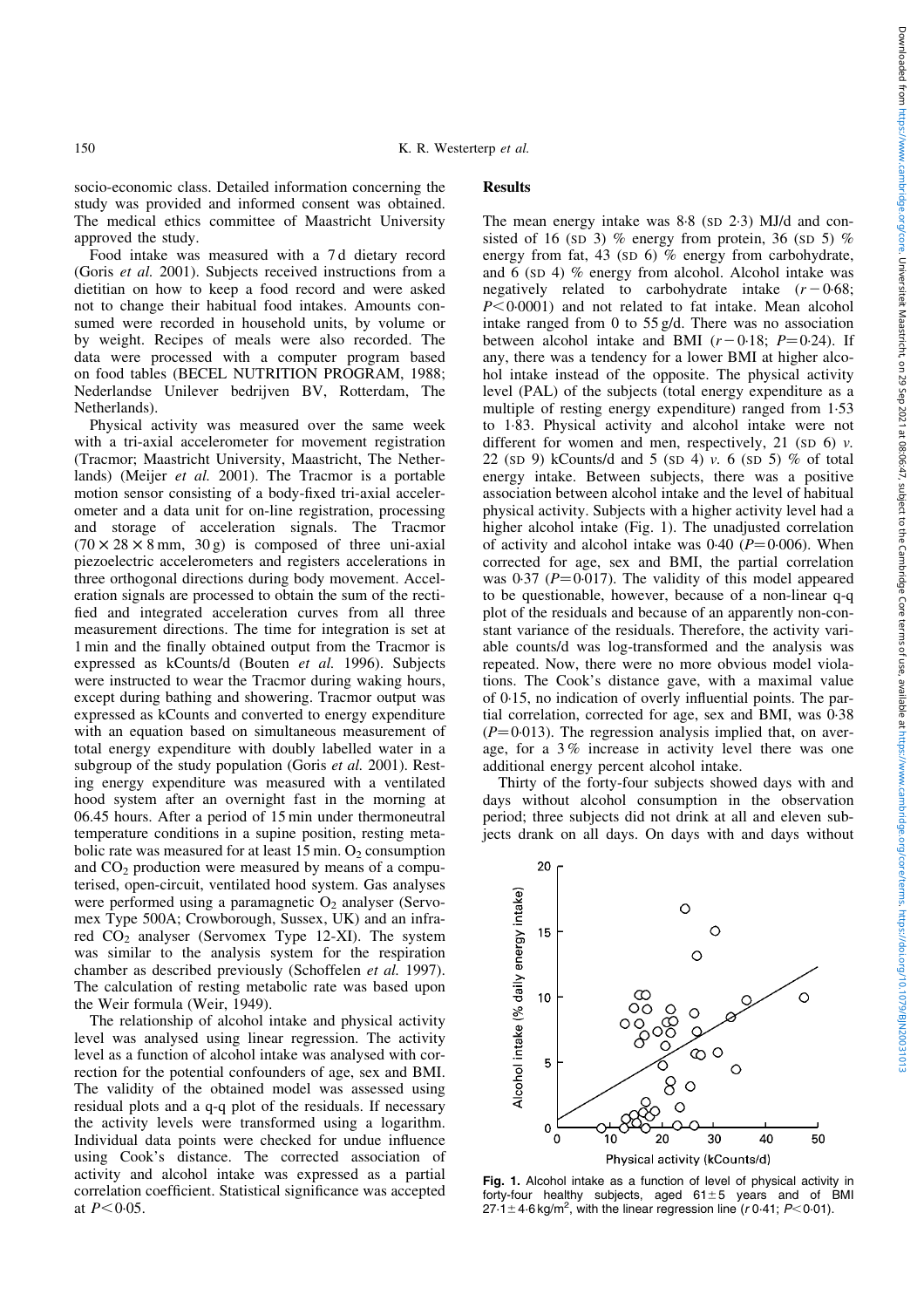socio-economic class. Detailed information concerning the study was provided and informed consent was obtained. The medical ethics committee of Maastricht University approved the study.

Food intake was measured with a 7 d dietary record (Goris *et al.* 2001). Subjects received instructions from a dietitian on how to keep a food record and were asked not to change their habitual food intakes. Amounts consumed were recorded in household units, by volume or by weight. Recipes of meals were also recorded. The data were processed with a computer program based on food tables (BECEL NUTRITION PROGRAM, 1988; Nederlandse Unilever bedrijven BV, Rotterdam, The Netherlands).

Physical activity was measured over the same week with a tri-axial accelerometer for movement registration (Tracmor; Maastricht University, Maastricht, The Netherlands) (Meijer *et al.* 2001). The Tracmor is a portable motion sensor consisting of a body-fixed tri-axial accelerometer and a data unit for on-line registration, processing and storage of acceleration signals. The Tracmor ($70 \times 28 \times 8$ mm, 30 g) is composed of three uni-axial piezoelectric accelerometers and registers accelerations in three orthogonal directions during body movement. Acceleration signals are processed to obtain the sum of the rectified and integrated acceleration curves from all three measurement directions. The time for integration is set at 1 min and the finally obtained output from the Tracmor is expressed as kCounts/d (Bouten *et al.* 1996). Subjects were instructed to wear the Tracmor during waking hours, except during bathing and showering. Tracmor output was expressed as kCounts and converted to energy expenditure with an equation based on simultaneous measurement of total energy expenditure with doubly labelled water in a subgroup of the study population (Goris *et al.* 2001). Resting energy expenditure was measured with a ventilated hood system after an overnight fast in the morning at 06.45 hours. After a period of 15 min under thermoneutral temperature conditions in a supine position, resting metabolic rate was measured for at least 15 min. $O_2$ consumption and $CO_2$ production were measured by means of a computerised, open-circuit, ventilated hood system. Gas analyses were performed using a paramagnetic $O_2$ analyser (Servomex Type 500A; Crowborough, Sussex, UK) and an infrared $CO_2$ analyser (Servomex Type 12-XI). The system was similar to the analysis system for the respiration chamber as described previously (Schoffelen *et al.* 1997). The calculation of resting metabolic rate was based upon the Weir formula (Weir, 1949).

The relationship of alcohol intake and physical activity level was analysed using linear regression. The activity level as a function of alcohol intake was analysed with correction for the potential confounders of age, sex and BMI. The validity of the obtained model was assessed using residual plots and a q-q plot of the residuals. If necessary the activity levels were transformed using a logarithm. Individual data points were checked for undue influence using Cook's distance. The corrected association of activity and alcohol intake was expressed as a partial correlation coefficient. Statistical significance was accepted at $P<0.05$.

## Results

The mean energy intake was 8·8 (SD 2·3) MJ/d and consisted of 16 (SD 3) % energy from protein, 36 (SD 5) % energy from fat, 43 (SD 6) % energy from carbohydrate, and 6 (SD 4) % energy from alcohol. Alcohol intake was negatively related to carbohydrate intake ($r$ −0·68; $P<0.0001$) and not related to fat intake. Mean alcohol intake ranged from 0 to 55 g/d. There was no association between alcohol intake and BMI ($r$ −0·18; $P=0.24$). If any, there was a tendency for a lower BMI at higher alcohol intake instead of the opposite. The physical activity level (PAL) of the subjects (total energy expenditure as a multiple of resting energy expenditure) ranged from 1·53 to 1·83. Physical activity and alcohol intake were not different for women and men, respectively, 21 (SD 6) *v.* 22 (SD 9) kCounts/d and 5 (SD 4) *v.* 6 (SD 5) % of total energy intake. Between subjects, there was a positive association between alcohol intake and the level of habitual physical activity. Subjects with a higher activity level had a higher alcohol intake (Fig. 1). The unadjusted correlation of activity and alcohol intake was 0·40 ($P=0.006$). When corrected for age, sex and BMI, the partial correlation was 0·37 ($P=0.017$). The validity of this model appeared to be questionable, however, because of a non-linear q-q plot of the residuals and because of an apparently non-constant variance of the residuals. Therefore, the activity variable counts/d was log-transformed and the analysis was repeated. Now, there were no more obvious model violations. The Cook's distance gave, with a maximal value of 0·15, no indication of overly influential points. The partial correlation, corrected for age, sex and BMI, was 0·38 ($P=0.013$). The regression analysis implied that, on average, for a 3 % increase in activity level there was one additional energy percent alcohol intake.

Thirty of the forty-four subjects showed days with and days without alcohol consumption in the observation period; three subjects did not drink at all and eleven subjects drank on all days. On days with and days without

**Fig. 1.** Alcohol intake as a function of level of physical activity in forty-four healthy subjects, aged 61 ± 5 years and of BMI $27.1 \pm 4.6$ kg/m$^2$, with the linear regression line ($r$ 0·41; $P<0.01$).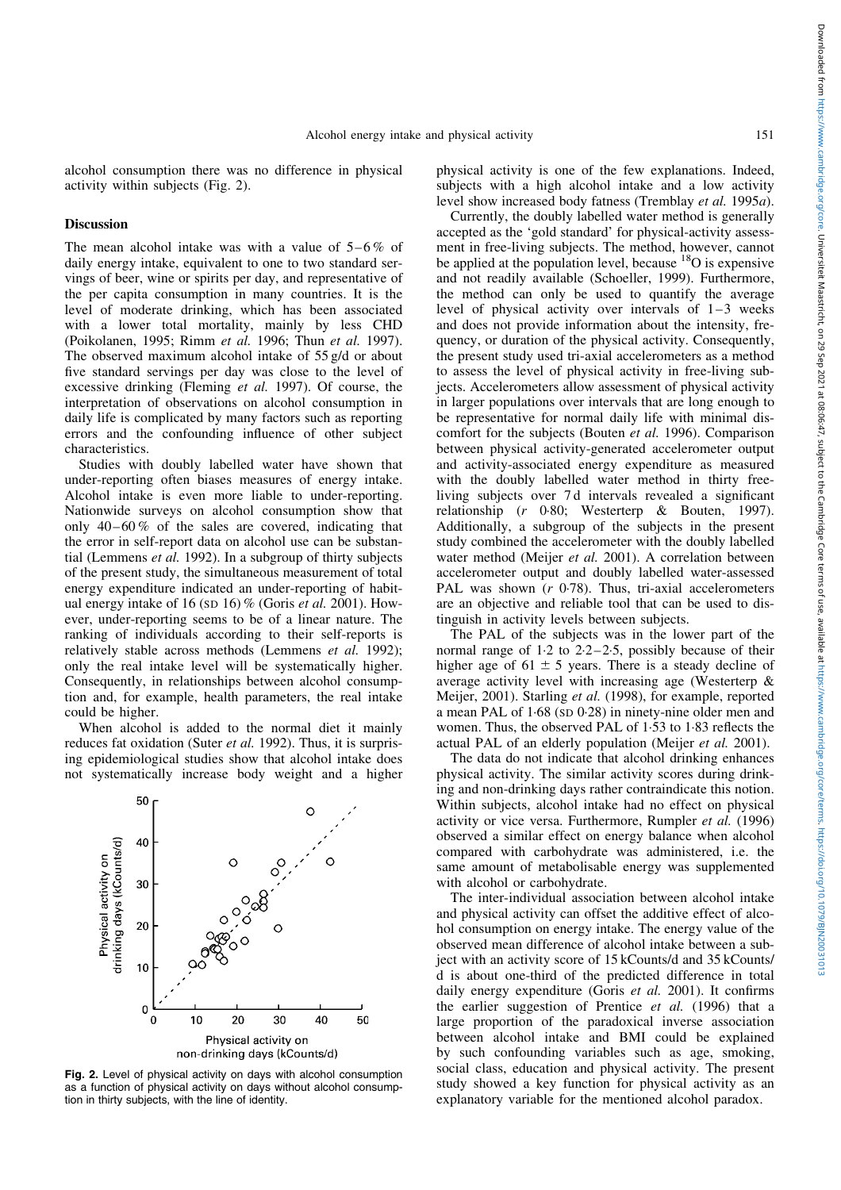alcohol consumption there was no difference in physical activity within subjects (Fig. 2).

## Discussion

The mean alcohol intake was with a value of 5–6 % of daily energy intake, equivalent to one to two standard servings of beer, wine or spirits per day, and representative of the per capita consumption in many countries. It is the level of moderate drinking, which has been associated with a lower total mortality, mainly by less CHD (Poikolanen, 1995; Rimm *et al.* 1996; Thun *et al.* 1997). The observed maximum alcohol intake of 55 g/d or about five standard servings per day was close to the level of excessive drinking (Fleming *et al.* 1997). Of course, the interpretation of observations on alcohol consumption in daily life is complicated by many factors such as reporting errors and the confounding influence of other subject characteristics.

Studies with doubly labelled water have shown that under-reporting often biases measures of energy intake. Alcohol intake is even more liable to under-reporting. Nationwide surveys on alcohol consumption show that only 40–60 % of the sales are covered, indicating that the error in self-report data on alcohol use can be substantial (Lemmens *et al.* 1992). In a subgroup of thirty subjects of the present study, the simultaneous measurement of total energy expenditure indicated an under-reporting of habitual energy intake of 16 (SD 16) % (Goris *et al.* 2001). However, under-reporting seems to be of a linear nature. The ranking of individuals according to their self-reports is relatively stable across methods (Lemmens *et al.* 1992); only the real intake level will be systematically higher. Consequently, in relationships between alcohol consumption and, for example, health parameters, the real intake could be higher.

When alcohol is added to the normal diet it mainly reduces fat oxidation (Suter *et al.* 1992). Thus, it is surprising epidemiological studies show that alcohol intake does not systematically increase body weight and a higher physical activity is one of the few explanations. Indeed, subjects with a high alcohol intake and a low activity level show increased body fatness (Tremblay *et al.* 1995*a*).

Fig. 2. Level of physical activity on days with alcohol consumption as a function of physical activity on days without alcohol consumption in thirty subjects, with the line of identity.

Currently, the doubly labelled water method is generally accepted as the 'gold standard' for physical-activity assessment in free-living subjects. The method, however, cannot be applied at the population level, because $^{18}O$ is expensive and not readily available (Schoeller, 1999). Furthermore, the method can only be used to quantify the average level of physical activity over intervals of 1–3 weeks and does not provide information about the intensity, frequency, or duration of the physical activity. Consequently, the present study used tri-axial accelerometers as a method to assess the level of physical activity in free-living subjects. Accelerometers allow assessment of physical activity in larger populations over intervals that are long enough to be representative for normal daily life with minimal discomfort for the subjects (Bouten *et al.* 1996). Comparison between physical activity-generated accelerometer output and activity-associated energy expenditure as measured with the doubly labelled water method in thirty free-living subjects over 7 d intervals revealed a significant relationship ($r$ 0·80; Westerterp & Bouten, 1997). Additionally, a subgroup of the subjects in the present study combined the accelerometer with the doubly labelled water method (Meijer *et al.* 2001). A correlation between accelerometer output and doubly labelled water-assessed PAL was shown ($r$ 0·78). Thus, tri-axial accelerometers are an objective and reliable tool that can be used to distinguish in activity levels between subjects.

The PAL of the subjects was in the lower part of the normal range of 1·2 to 2·2–2·5, possibly because of their higher age of 61 ± 5 years. There is a steady decline of average activity level with increasing age (Westerterp & Meijer, 2001). Starling *et al.* (1998), for example, reported a mean PAL of 1·68 (SD 0·28) in ninety-nine older men and women. Thus, the observed PAL of 1·53 to 1·83 reflects the actual PAL of an elderly population (Meijer *et al.* 2001).

The data do not indicate that alcohol drinking enhances physical activity. The similar activity scores during drinking and non-drinking days rather contraindicate this notion. Within subjects, alcohol intake had no effect on physical activity or vice versa. Furthermore, Rumpler *et al.* (1996) observed a similar effect on energy balance when alcohol compared with carbohydrate was administered, i.e. the same amount of metabolisable energy was supplemented with alcohol or carbohydrate.

The inter-individual association between alcohol intake and physical activity can offset the additive effect of alcohol consumption on energy intake. The energy value of the observed mean difference of alcohol intake between a subject with an activity score of 15 kCounts/d and 35 kCounts/d is about one-third of the predicted difference in total daily energy expenditure (Goris *et al.* 2001). It confirms the earlier suggestion of Prentice *et al.* (1996) that a large proportion of the paradoxical inverse association between alcohol intake and BMI could be explained by such confounding variables such as age, smoking, social class, education and physical activity. The present study showed a key function for physical activity as an explanatory variable for the mentioned alcohol paradox.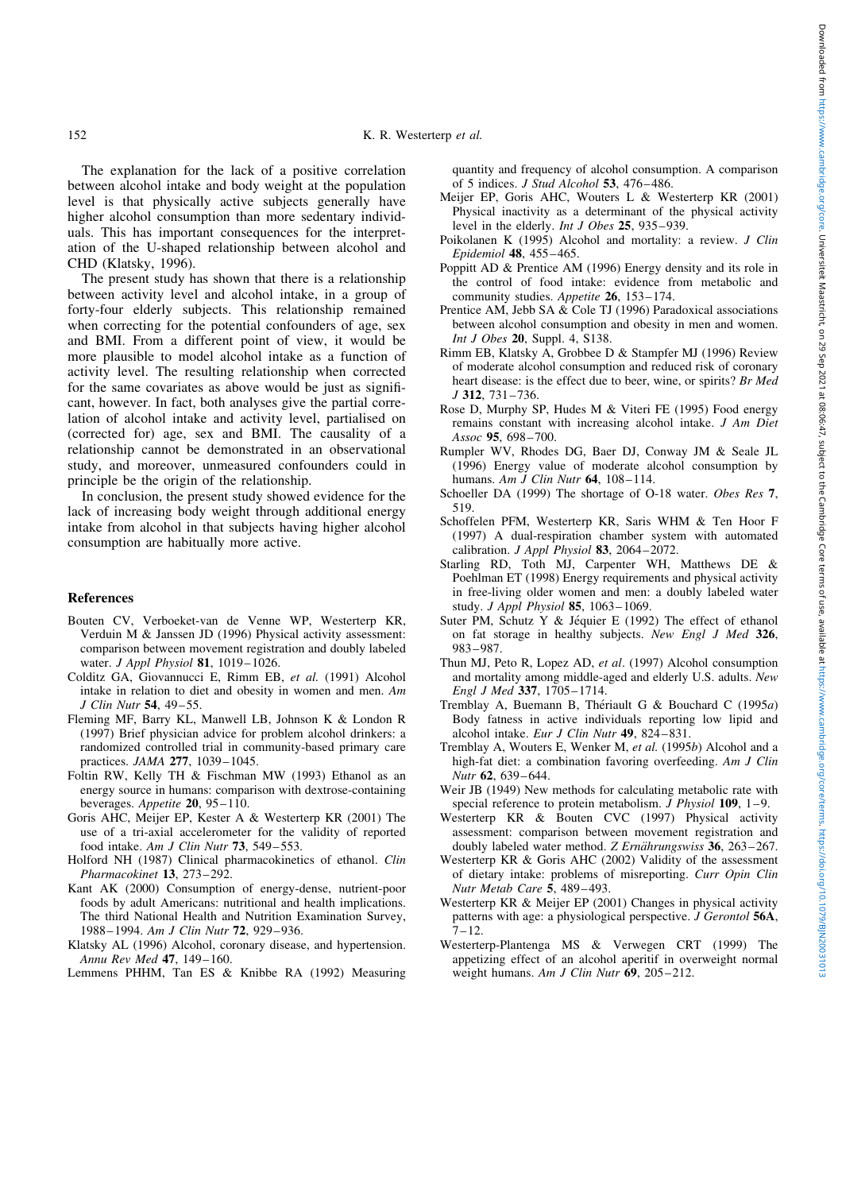The explanation for the lack of a positive correlation between alcohol intake and body weight at the population level is that physically active subjects generally have higher alcohol consumption than more sedentary individuals. This has important consequences for the interpretation of the U-shaped relationship between alcohol and CHD (Klatsky, 1996).

The present study has shown that there is a relationship between activity level and alcohol intake, in a group of forty-four elderly subjects. This relationship remained when correcting for the potential confounders of age, sex and BMI. From a different point of view, it would be more plausible to model alcohol intake as a function of activity level. The resulting relationship when corrected for the same covariates as above would be just as significant, however. In fact, both analyses give the partial correlation of alcohol intake and activity level, partialised on (corrected for) age, sex and BMI. The causality of a relationship cannot be demonstrated in an observational study, and moreover, unmeasured confounders could in principle be the origin of the relationship.

In conclusion, the present study showed evidence for the lack of increasing body weight through additional energy intake from alcohol in that subjects having higher alcohol consumption are habitually more active.

## References

Bouten CV, Verboeket-van de Venne WP, Westerterp KR, Verduin M & Janssen JD (1996) Physical activity assessment: comparison between movement registration and doubly labeled water. *J Appl Physiol* **81**, 1019–1026.

Colditz GA, Giovannucci E, Rimm EB, *et al.* (1991) Alcohol intake in relation to diet and obesity in women and men. *Am J Clin Nutr* **54**, 49–55.

Fleming MF, Barry KL, Manwell LB, Johnson K & London R (1997) Brief physician advice for problem alcohol drinkers: a randomized controlled trial in community-based primary care practices. *JAMA* **277**, 1039–1045.

Foltin RW, Kelly TH & Fischman MW (1993) Ethanol as an energy source in humans: comparison with dextrose-containing beverages. *Appetite* **20**, 95–110.

Goris AHC, Meijer EP, Kester A & Westerterp KR (2001) The use of a tri-axial accelerometer for the validity of reported food intake. *Am J Clin Nutr* **73**, 549–553.

Holford NH (1987) Clinical pharmacokinetics of ethanol. *Clin Pharmacokinet* **13**, 273–292.

Kant AK (2000) Consumption of energy-dense, nutrient-poor foods by adult Americans: nutritional and health implications. The third National Health and Nutrition Examination Survey, 1988–1994. *Am J Clin Nutr* **72**, 929–936.

Klatsky AL (1996) Alcohol, coronary disease, and hypertension. *Annu Rev Med* **47**, 149–160.

Lemmens PHHM, Tan ES & Knibbe RA (1992) Measuring quantity and frequency of alcohol consumption. A comparison of 5 indices. *J Stud Alcohol* **53**, 476–486.

Meijer EP, Goris AHC, Wouters L & Westerterp KR (2001) Physical inactivity as a determinant of the physical activity level in the elderly. *Int J Obes* **25**, 935–939.

Poikolanen K (1995) Alcohol and mortality: a review. *J Clin Epidemiol* **48**, 455–465.

Poppitt AD & Prentice AM (1996) Energy density and its role in the control of food intake: evidence from metabolic and community studies. *Appetite* **26**, 153–174.

Prentice AM, Jebb SA & Cole TJ (1996) Paradoxical associations between alcohol consumption and obesity in men and women. *Int J Obes* **20**, Suppl. 4, S138.

Rimm EB, Klatsky A, Grobbee D & Stampfer MJ (1996) Review of moderate alcohol consumption and reduced risk of coronary heart disease: is the effect due to beer, wine, or spirits? *Br Med J* **312**, 731–736.

Rose D, Murphy SP, Hudes M & Viteri FE (1995) Food energy remains constant with increasing alcohol intake. *J Am Diet Assoc* **95**, 698–700.

Rumpler WV, Rhodes DG, Baer DJ, Conway JM & Seale JL (1996) Energy value of moderate alcohol consumption by humans. *Am J Clin Nutr* **64**, 108–114.

Schoeller DA (1999) The shortage of O-18 water. *Obes Res* **7**, 519.

Schoffelen PFM, Westerterp KR, Saris WHM & Ten Hoor F (1997) A dual-respiration chamber system with automated calibration. *J Appl Physiol* **83**, 2064–2072.

Starling RD, Toth MJ, Carpenter WH, Matthews DE & Poehlman ET (1998) Energy requirements and physical activity in free-living older women and men: a doubly labeled water study. *J Appl Physiol* **85**, 1063–1069.

Suter PM, Schutz Y & Jéquier E (1992) The effect of ethanol on fat storage in healthy subjects. *New Engl J Med* **326**, 983–987.

Thun MJ, Peto R, Lopez AD, *et al*. (1997) Alcohol consumption and mortality among middle-aged and elderly U.S. adults. *New Engl J Med* **337**, 1705–1714.

Tremblay A, Buemann B, Thériault G & Bouchard C (1995*a*) Body fatness in active individuals reporting low lipid and alcohol intake. *Eur J Clin Nutr* **49**, 824–831.

Tremblay A, Wouters E, Wenker M, *et al.* (1995*b*) Alcohol and a high-fat diet: a combination favoring overfeeding. *Am J Clin Nutr* **62**, 639–644.

Weir JB (1949) New methods for calculating metabolic rate with special reference to protein metabolism. *J Physiol* **109**, 1–9.

Westerterp KR & Bouten CVC (1997) Physical activity assessment: comparison between movement registration and doubly labeled water method. *Z Ernährungswiss* **36**, 263–267.

Westerterp KR & Goris AHC (2002) Validity of the assessment of dietary intake: problems of misreporting. *Curr Opin Clin Nutr Metab Care* **5**, 489–493.

Westerterp KR & Meijer EP (2001) Changes in physical activity patterns with age: a physiological perspective. *J Gerontol* **56A**, 7–12.

Westerterp-Plantenga MS & Verwegen CRT (1999) The appetizing effect of an alcohol aperitif in overweight normal weight humans. *Am J Clin Nutr* **69**, 205–212.